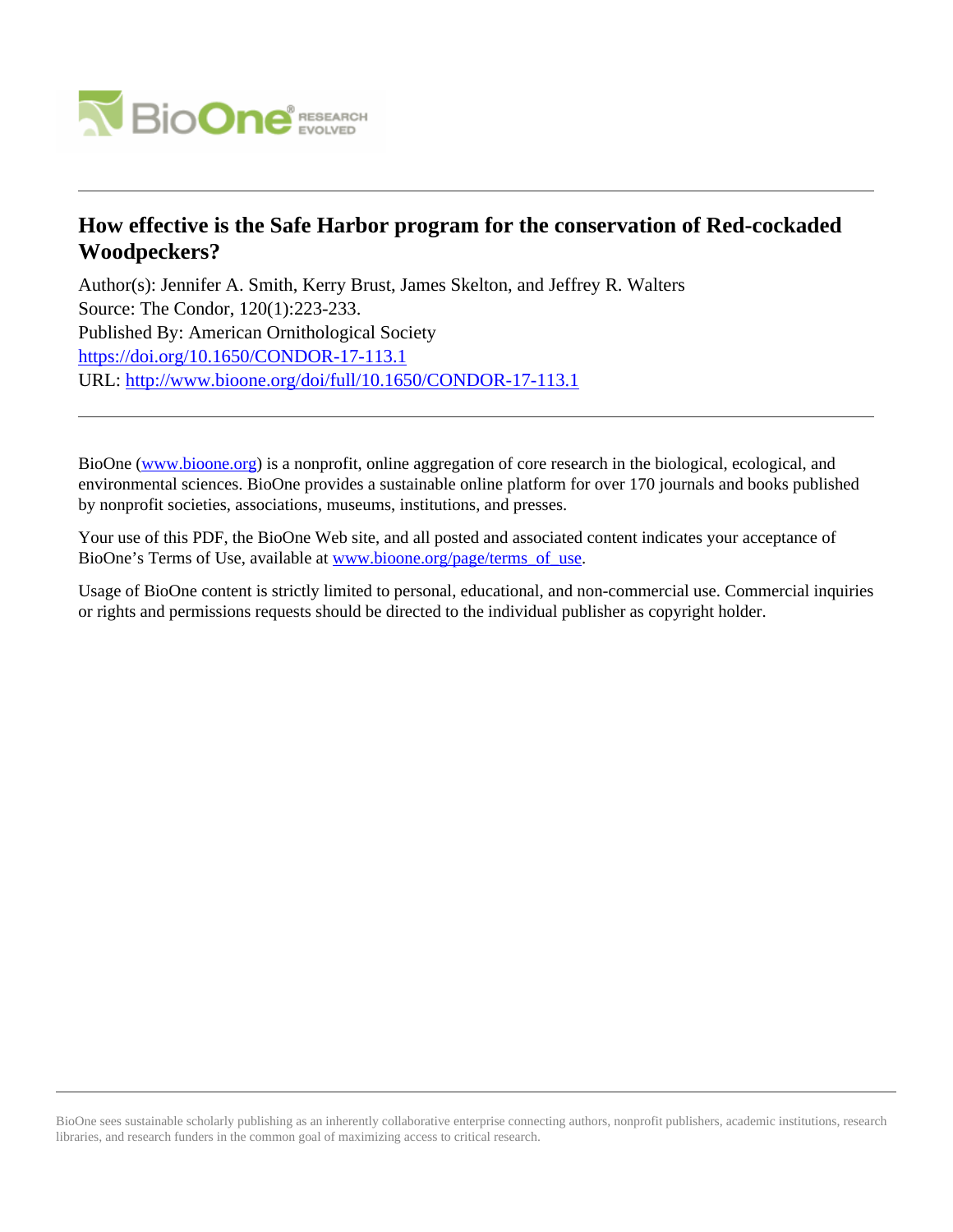# How effective is the Safe Harbor program for the conservation of Red-cockaded Woodpeckers?

Author(s): Jennifer A. Smith, Kerry Brust, James Skelton, and Jeffrey R. Walters
Source: The Condor, 120(1):223-233.
Published By: American Ornithological Society
https://doi.org/10.1650/CONDOR-17-113.1
URL: http://www.bioone.org/doi/full/10.1650/CONDOR-17-113.1

---

BioOne (www.bioone.org) is a nonprofit, online aggregation of core research in the biological, ecological, and environmental sciences. BioOne provides a sustainable online platform for over 170 journals and books published by nonprofit societies, associations, museums, institutions, and presses.

Your use of this PDF, the BioOne Web site, and all posted and associated content indicates your acceptance of BioOne's Terms of Use, available at www.bioone.org/page/terms_of_use.

Usage of BioOne content is strictly limited to personal, educational, and non-commercial use. Commercial inquiries or rights and permissions requests should be directed to the individual publisher as copyright holder.

BioOne sees sustainable scholarly publishing as an inherently collaborative enterprise connecting authors, nonprofit publishers, academic institutions, research libraries, and research funders in the common goal of maximizing access to critical research.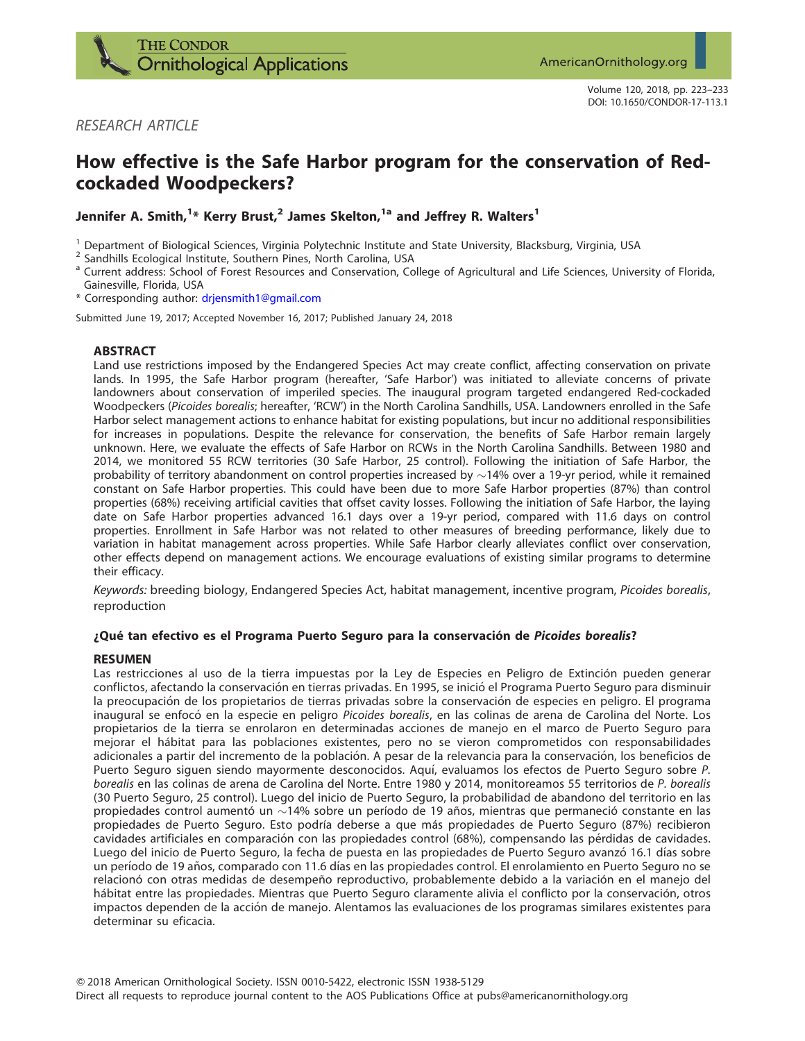RESEARCH ARTICLE

# How effective is the Safe Harbor program for the conservation of Red-cockaded Woodpeckers?

**Jennifer A. Smith,[1]* Kerry Brust,[2] James Skelton,[1a] and Jeffrey R. Walters[1]**

[1] Department of Biological Sciences, Virginia Polytechnic Institute and State University, Blacksburg, Virginia, USA
[2] Sandhills Ecological Institute, Southern Pines, North Carolina, USA
[a] Current address: School of Forest Resources and Conservation, College of Agricultural and Life Sciences, University of Florida, Gainesville, Florida, USA
* Corresponding author: drjensmith1@gmail.com

Submitted June 19, 2017; Accepted November 16, 2017; Published January 24, 2018

## ABSTRACT

Land use restrictions imposed by the Endangered Species Act may create conflict, affecting conservation on private lands. In 1995, the Safe Harbor program (hereafter, 'Safe Harbor') was initiated to alleviate concerns of private landowners about conservation of imperiled species. The inaugural program targeted endangered Red-cockaded Woodpeckers (*Picoides borealis*; hereafter, 'RCW') in the North Carolina Sandhills, USA. Landowners enrolled in the Safe Harbor select management actions to enhance habitat for existing populations, but incur no additional responsibilities for increases in populations. Despite the relevance for conservation, the benefits of Safe Harbor remain largely unknown. Here, we evaluate the effects of Safe Harbor on RCWs in the North Carolina Sandhills. Between 1980 and 2014, we monitored 55 RCW territories (30 Safe Harbor, 25 control). Following the initiation of Safe Harbor, the probability of territory abandonment on control properties increased by ~14% over a 19-yr period, while it remained constant on Safe Harbor properties. This could have been due to more Safe Harbor properties (87%) than control properties (68%) receiving artificial cavities that offset cavity losses. Following the initiation of Safe Harbor, the laying date on Safe Harbor properties advanced 16.1 days over a 19-yr period, compared with 11.6 days on control properties. Enrollment in Safe Harbor was not related to other measures of breeding performance, likely due to variation in habitat management across properties. While Safe Harbor clearly alleviates conflict over conservation, other effects depend on management actions. We encourage evaluations of existing similar programs to determine their efficacy.

*Keywords:* breeding biology, Endangered Species Act, habitat management, incentive program, *Picoides borealis*, reproduction

### ¿Qué tan efectivo es el Programa Puerto Seguro para la conservación de *Picoides borealis*?

## RESUMEN

Las restricciones al uso de la tierra impuestas por la Ley de Especies en Peligro de Extinción pueden generar conflictos, afectando la conservación en tierras privadas. En 1995, se inició el Programa Puerto Seguro para disminuir la preocupación de los propietarios de tierras privadas sobre la conservación de especies en peligro. El programa inaugural se enfocó en la especie en peligro *Picoides borealis*, en las colinas de arena de Carolina del Norte. Los propietarios de la tierra se enrolaron en determinadas acciones de manejo en el marco de Puerto Seguro para mejorar el hábitat para las poblaciones existentes, pero no se vieron comprometidos con responsabilidades adicionales a partir del incremento de la población. A pesar de la relevancia para la conservación, los beneficios de Puerto Seguro siguen siendo mayormente desconocidos. Aquí, evaluamos los efectos de Puerto Seguro sobre *P. borealis* en las colinas de arena de Carolina del Norte. Entre 1980 y 2014, monitoreamos 55 territorios de *P. borealis* (30 Puerto Seguro, 25 control). Luego del inicio de Puerto Seguro, la probabilidad de abandono del territorio en las propiedades control aumentó un ~14% sobre un período de 19 años, mientras que permaneció constante en las propiedades de Puerto Seguro. Esto podría deberse a que más propiedades de Puerto Seguro (87%) recibieron cavidades artificiales en comparación con las propiedades control (68%), compensando las pérdidas de cavidades. Luego del inicio de Puerto Seguro, la fecha de puesta en las propiedades de Puerto Seguro avanzó 16.1 días sobre un período de 19 años, comparado con 11.6 días en las propiedades control. El enrolamiento en Puerto Seguro no se relacionó con otras medidas de desempeño reproductivo, probablemente debido a la variación en el manejo del hábitat entre las propiedades. Mientras que Puerto Seguro claramente alivia el conflicto por la conservación, otros impactos dependen de la acción de manejo. Alentamos las evaluaciones de los programas similares existentes para determinar su eficacia.

© 2018 American Ornithological Society. ISSN 0010-5422, electronic ISSN 1938-5129
Direct all requests to reproduce journal content to the AOS Publications Office at pubs@americanornithology.org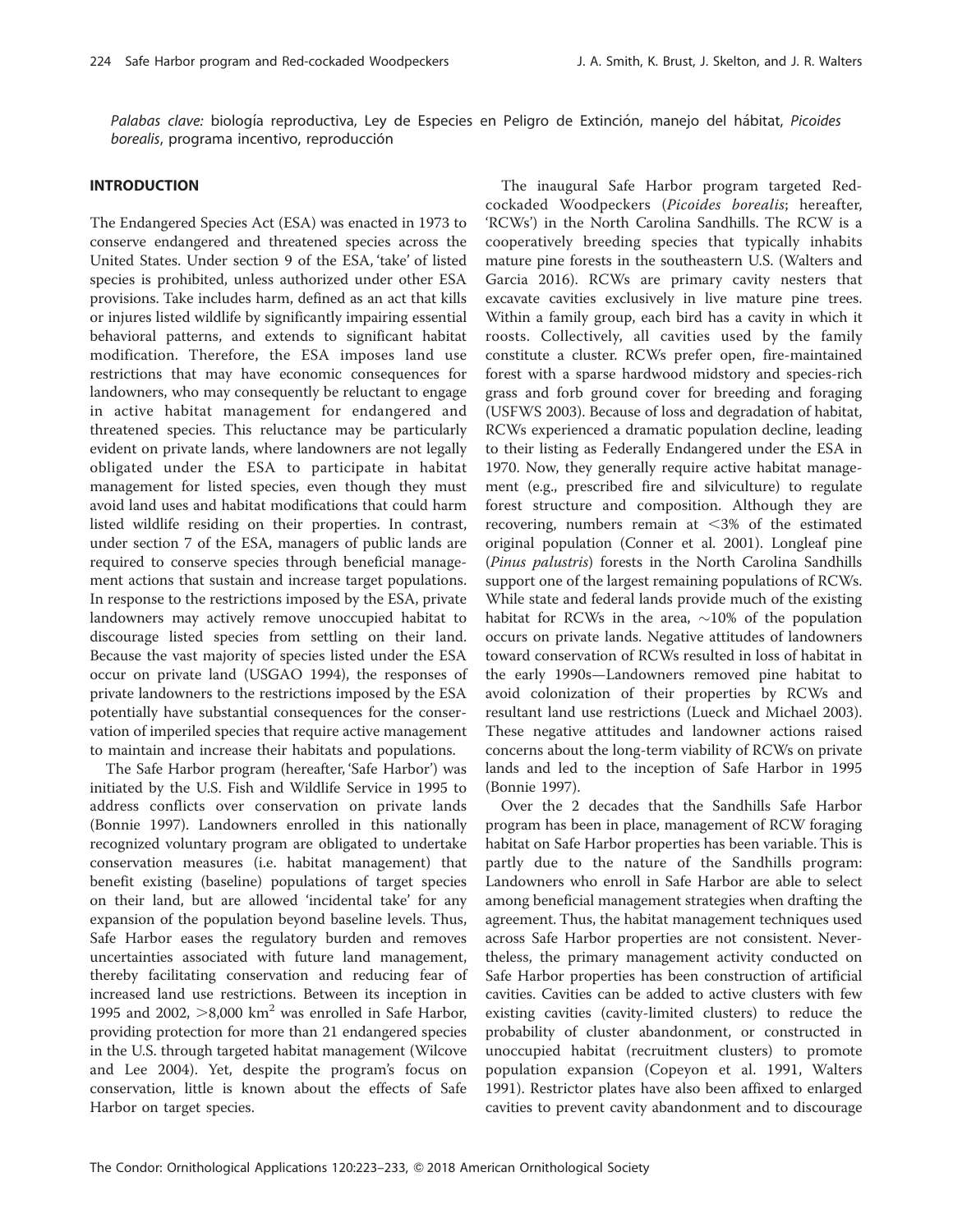*Palabas clave:* biología reproductiva, Ley de Especies en Peligro de Extinción, manejo del hábitat, *Picoides borealis*, programa incentivo, reproducción

## INTRODUCTION

The Endangered Species Act (ESA) was enacted in 1973 to conserve endangered and threatened species across the United States. Under section 9 of the ESA, 'take' of listed species is prohibited, unless authorized under other ESA provisions. Take includes harm, defined as an act that kills or injures listed wildlife by significantly impairing essential behavioral patterns, and extends to significant habitat modification. Therefore, the ESA imposes land use restrictions that may have economic consequences for landowners, who may consequently be reluctant to engage in active habitat management for endangered and threatened species. This reluctance may be particularly evident on private lands, where landowners are not legally obligated under the ESA to participate in habitat management for listed species, even though they must avoid land uses and habitat modifications that could harm listed wildlife residing on their properties. In contrast, under section 7 of the ESA, managers of public lands are required to conserve species through beneficial management actions that sustain and increase target populations. In response to the restrictions imposed by the ESA, private landowners may actively remove unoccupied habitat to discourage listed species from settling on their land. Because the vast majority of species listed under the ESA occur on private land (USGAO 1994), the responses of private landowners to the restrictions imposed by the ESA potentially have substantial consequences for the conservation of imperiled species that require active management to maintain and increase their habitats and populations.

The Safe Harbor program (hereafter, 'Safe Harbor') was initiated by the U.S. Fish and Wildlife Service in 1995 to address conflicts over conservation on private lands (Bonnie 1997). Landowners enrolled in this nationally recognized voluntary program are obligated to undertake conservation measures (i.e. habitat management) that benefit existing (baseline) populations of target species on their land, but are allowed 'incidental take' for any expansion of the population beyond baseline levels. Thus, Safe Harbor eases the regulatory burden and removes uncertainties associated with future land management, thereby facilitating conservation and reducing fear of increased land use restrictions. Between its inception in 1995 and 2002, >8,000 km$^2$ was enrolled in Safe Harbor, providing protection for more than 21 endangered species in the U.S. through targeted habitat management (Wilcove and Lee 2004). Yet, despite the program's focus on conservation, little is known about the effects of Safe Harbor on target species.

The inaugural Safe Harbor program targeted Red-cockaded Woodpeckers (*Picoides borealis*; hereafter, 'RCWs') in the North Carolina Sandhills. The RCW is a cooperatively breeding species that typically inhabits mature pine forests in the southeastern U.S. (Walters and Garcia 2016). RCWs are primary cavity nesters that excavate cavities exclusively in live mature pine trees. Within a family group, each bird has a cavity in which it roosts. Collectively, all cavities used by the family constitute a cluster. RCWs prefer open, fire-maintained forest with a sparse hardwood midstory and species-rich grass and forb ground cover for breeding and foraging (USFWS 2003). Because of loss and degradation of habitat, RCWs experienced a dramatic population decline, leading to their listing as Federally Endangered under the ESA in 1970. Now, they generally require active habitat management (e.g., prescribed fire and silviculture) to regulate forest structure and composition. Although they are recovering, numbers remain at <3% of the estimated original population (Conner et al. 2001). Longleaf pine (*Pinus palustris*) forests in the North Carolina Sandhills support one of the largest remaining populations of RCWs. While state and federal lands provide much of the existing habitat for RCWs in the area, ~10% of the population occurs on private lands. Negative attitudes of landowners toward conservation of RCWs resulted in loss of habitat in the early 1990s—Landowners removed pine habitat to avoid colonization of their properties by RCWs and resultant land use restrictions (Lueck and Michael 2003). These negative attitudes and landowner actions raised concerns about the long-term viability of RCWs on private lands and led to the inception of Safe Harbor in 1995 (Bonnie 1997).

Over the 2 decades that the Sandhills Safe Harbor program has been in place, management of RCW foraging habitat on Safe Harbor properties has been variable. This is partly due to the nature of the Sandhills program: Landowners who enroll in Safe Harbor are able to select among beneficial management strategies when drafting the agreement. Thus, the habitat management techniques used across Safe Harbor properties are not consistent. Nevertheless, the primary management activity conducted on Safe Harbor properties has been construction of artificial cavities. Cavities can be added to active clusters with few existing cavities (cavity-limited clusters) to reduce the probability of cluster abandonment, or constructed in unoccupied habitat (recruitment clusters) to promote population expansion (Copeyon et al. 1991, Walters 1991). Restrictor plates have also been affixed to enlarged cavities to prevent cavity abandonment and to discourage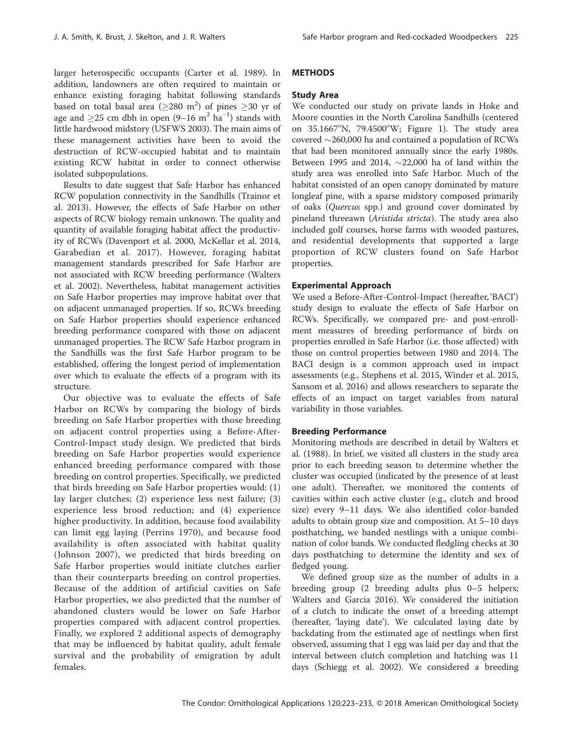larger heterospecific occupants (Carter et al. 1989). In addition, landowners are often required to maintain or enhance existing foraging habitat following standards based on total basal area ($\geq$280 m$^2$) of pines $\geq$30 yr of age and $\geq$25 cm dbh in open (9–16 m$^2$ ha$^{-1}$) stands with little hardwood midstory (USFWS 2003). The main aims of these management activities have been to avoid the destruction of RCW-occupied habitat and to maintain existing RCW habitat in order to connect otherwise isolated subpopulations.

Results to date suggest that Safe Harbor has enhanced RCW population connectivity in the Sandhills (Trainor et al. 2013). However, the effects of Safe Harbor on other aspects of RCW biology remain unknown. The quality and quantity of available foraging habitat affect the productivity of RCWs (Davenport et al. 2000, McKellar et al. 2014, Garabedian et al. 2017). However, foraging habitat management standards prescribed for Safe Harbor are not associated with RCW breeding performance (Walters et al. 2002). Nevertheless, habitat management activities on Safe Harbor properties may improve habitat over that on adjacent unmanaged properties. If so, RCWs breeding on Safe Harbor properties should experience enhanced breeding performance compared with those on adjacent unmanaged properties. The RCW Safe Harbor program in the Sandhills was the first Safe Harbor program to be established, offering the longest period of implementation over which to evaluate the effects of a program with its structure.

Our objective was to evaluate the effects of Safe Harbor on RCWs by comparing the biology of birds breeding on Safe Harbor properties with those breeding on adjacent control properties using a Before-After-Control-Impact study design. We predicted that birds breeding on Safe Harbor properties would experience enhanced breeding performance compared with those breeding on control properties. Specifically, we predicted that birds breeding on Safe Harbor properties would: (1) lay larger clutches; (2) experience less nest failure; (3) experience less brood reduction; and (4) experience higher productivity. In addition, because food availability can limit egg laying (Perrins 1970), and because food availability is often associated with habitat quality (Johnson 2007), we predicted that birds breeding on Safe Harbor properties would initiate clutches earlier than their counterparts breeding on control properties. Because of the addition of artificial cavities on Safe Harbor properties, we also predicted that the number of abandoned clusters would be lower on Safe Harbor properties compared with adjacent control properties. Finally, we explored 2 additional aspects of demography that may be influenced by habitat quality, adult female survival and the probability of emigration by adult females.

## METHODS

### Study Area

We conducted our study on private lands in Hoke and Moore counties in the North Carolina Sandhills (centered on 35.1667°N, 79.4500°W; Figure 1). The study area covered ~260,000 ha and contained a population of RCWs that had been monitored annually since the early 1980s. Between 1995 and 2014, ~22,000 ha of land within the study area was enrolled into Safe Harbor. Much of the habitat consisted of an open canopy dominated by mature longleaf pine, with a sparse midstory composed primarily of oaks (*Quercus* spp.) and ground cover dominated by pineland threeawn (*Aristida stricta*). The study area also included golf courses, horse farms with wooded pastures, and residential developments that supported a large proportion of RCW clusters found on Safe Harbor properties.

### Experimental Approach

We used a Before-After-Control-Impact (hereafter, 'BACI') study design to evaluate the effects of Safe Harbor on RCWs. Specifically, we compared pre- and post-enrollment measures of breeding performance of birds on properties enrolled in Safe Harbor (i.e. those affected) with those on control properties between 1980 and 2014. The BACI design is a common approach used in impact assessments (e.g., Stephens et al. 2015, Winder et al. 2015, Sansom et al. 2016) and allows researchers to separate the effects of an impact on target variables from natural variability in those variables.

### Breeding Performance

Monitoring methods are described in detail by Walters et al. (1988). In brief, we visited all clusters in the study area prior to each breeding season to determine whether the cluster was occupied (indicated by the presence of at least one adult). Thereafter, we monitored the contents of cavities within each active cluster (e.g., clutch and brood size) every 9–11 days. We also identified color-banded adults to obtain group size and composition. At 5–10 days posthatching, we banded nestlings with a unique combination of color bands. We conducted fledgling checks at 30 days posthatching to determine the identity and sex of fledged young.

We defined group size as the number of adults in a breeding group (2 breeding adults plus 0–5 helpers; Walters and Garcia 2016). We considered the initiation of a clutch to indicate the onset of a breeding attempt (hereafter, 'laying date'). We calculated laying date by backdating from the estimated age of nestlings when first observed, assuming that 1 egg was laid per day and that the interval between clutch completion and hatching was 11 days (Schiegg et al. 2002). We considered a breeding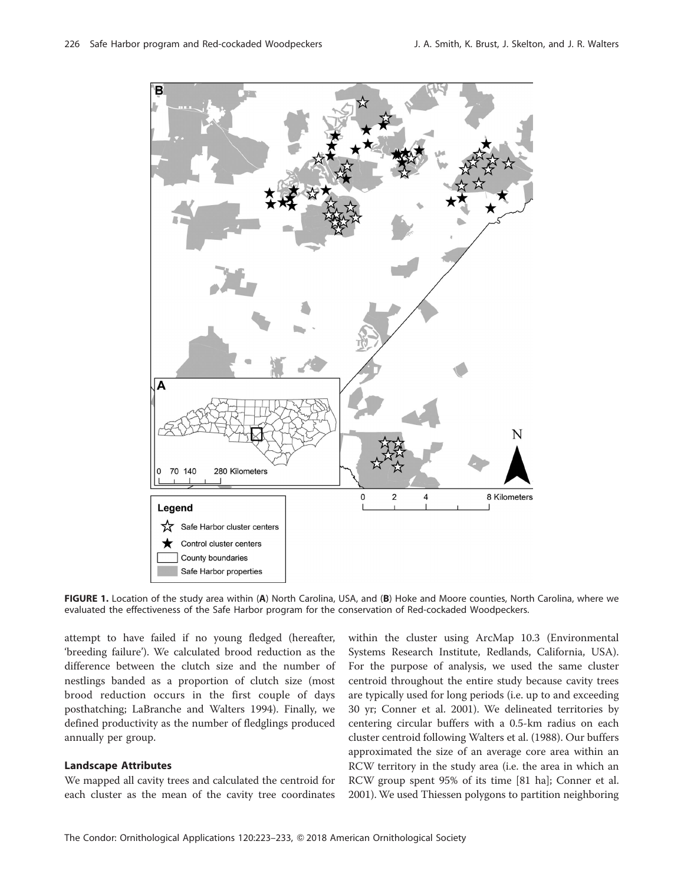**FIGURE 1.** Location of the study area within (**A**) North Carolina, USA, and (**B**) Hoke and Moore counties, North Carolina, where we evaluated the effectiveness of the Safe Harbor program for the conservation of Red-cockaded Woodpeckers.

attempt to have failed if no young fledged (hereafter, 'breeding failure'). We calculated brood reduction as the difference between the clutch size and the number of nestlings banded as a proportion of clutch size (most brood reduction occurs in the first couple of days posthatching; LaBranche and Walters 1994). Finally, we defined productivity as the number of fledglings produced annually per group.

### Landscape Attributes

We mapped all cavity trees and calculated the centroid for each cluster as the mean of the cavity tree coordinates within the cluster using ArcMap 10.3 (Environmental Systems Research Institute, Redlands, California, USA). For the purpose of analysis, we used the same cluster centroid throughout the entire study because cavity trees are typically used for long periods (i.e. up to and exceeding 30 yr; Conner et al. 2001). We delineated territories by centering circular buffers with a 0.5-km radius on each cluster centroid following Walters et al. (1988). Our buffers approximated the size of an average core area within an RCW territory in the study area (i.e. the area in which an RCW group spent 95% of its time [81 ha]; Conner et al. 2001). We used Thiessen polygons to partition neighboring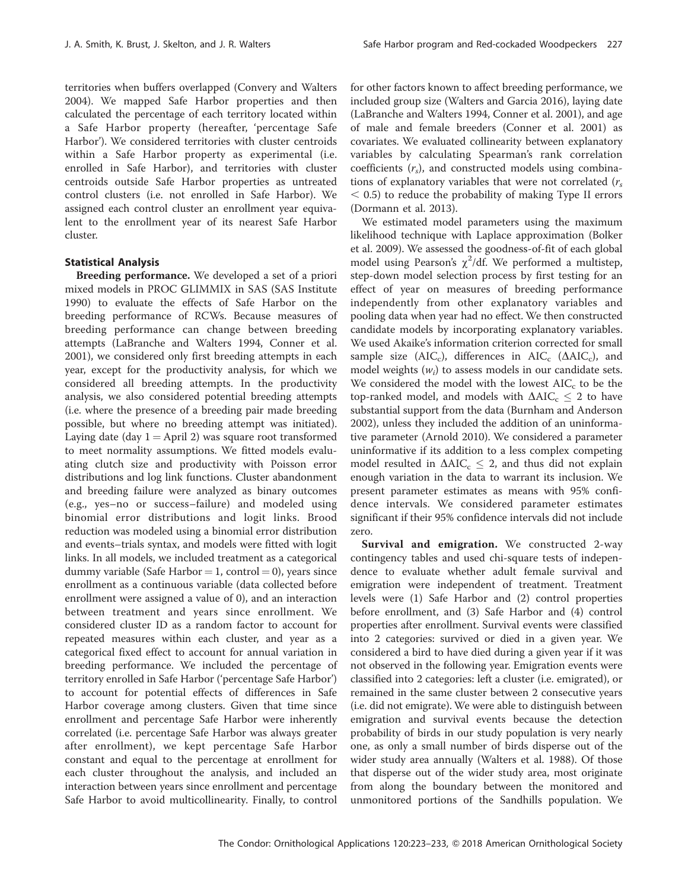territories when buffers overlapped (Convery and Walters 2004). We mapped Safe Harbor properties and then calculated the percentage of each territory located within a Safe Harbor property (hereafter, 'percentage Safe Harbor'). We considered territories with cluster centroids within a Safe Harbor property as experimental (i.e. enrolled in Safe Harbor), and territories with cluster centroids outside Safe Harbor properties as untreated control clusters (i.e. not enrolled in Safe Harbor). We assigned each control cluster an enrollment year equivalent to the enrollment year of its nearest Safe Harbor cluster.

### Statistical Analysis

**Breeding performance.** We developed a set of a priori mixed models in PROC GLIMMIX in SAS (SAS Institute 1990) to evaluate the effects of Safe Harbor on the breeding performance of RCWs. Because measures of breeding performance can change between breeding attempts (LaBranche and Walters 1994, Conner et al. 2001), we considered only first breeding attempts in each year, except for the productivity analysis, for which we considered all breeding attempts. In the productivity analysis, we also considered potential breeding attempts (i.e. where the presence of a breeding pair made breeding possible, but where no breeding attempt was initiated). Laying date (day 1 = April 2) was square root transformed to meet normality assumptions. We fitted models evaluating clutch size and productivity with Poisson error distributions and log link functions. Cluster abandonment and breeding failure were analyzed as binary outcomes (e.g., yes–no or success–failure) and modeled using binomial error distributions and logit links. Brood reduction was modeled using a binomial error distribution and events–trials syntax, and models were fitted with logit links. In all models, we included treatment as a categorical dummy variable (Safe Harbor = 1, control = 0), years since enrollment as a continuous variable (data collected before enrollment were assigned a value of 0), and an interaction between treatment and years since enrollment. We considered cluster ID as a random factor to account for repeated measures within each cluster, and year as a categorical fixed effect to account for annual variation in breeding performance. We included the percentage of territory enrolled in Safe Harbor ('percentage Safe Harbor') to account for potential effects of differences in Safe Harbor coverage among clusters. Given that time since enrollment and percentage Safe Harbor were inherently correlated (i.e. percentage Safe Harbor was always greater after enrollment), we kept percentage Safe Harbor constant and equal to the percentage at enrollment for each cluster throughout the analysis, and included an interaction between years since enrollment and percentage Safe Harbor to avoid multicollinearity. Finally, to control for other factors known to affect breeding performance, we included group size (Walters and Garcia 2016), laying date (LaBranche and Walters 1994, Conner et al. 2001), and age of male and female breeders (Conner et al. 2001) as covariates. We evaluated collinearity between explanatory variables by calculating Spearman's rank correlation coefficients ($r_s$), and constructed models using combinations of explanatory variables that were not correlated ($r_s < 0.5$) to reduce the probability of making Type II errors (Dormann et al. 2013).

We estimated model parameters using the maximum likelihood technique with Laplace approximation (Bolker et al. 2009). We assessed the goodness-of-fit of each global model using Pearson's $\chi^2$/df. We performed a multistep, step-down model selection process by first testing for an effect of year on measures of breeding performance independently from other explanatory variables and pooling data when year had no effect. We then constructed candidate models by incorporating explanatory variables. We used Akaike's information criterion corrected for small sample size ($AIC_c$), differences in $AIC_c$ ($\Delta AIC_c$), and model weights ($w_i$) to assess models in our candidate sets. We considered the model with the lowest $AIC_c$ to be the top-ranked model, and models with $\Delta AIC_c \leq 2$ to have substantial support from the data (Burnham and Anderson 2002), unless they included the addition of an uninformative parameter (Arnold 2010). We considered a parameter uninformative if its addition to a less complex competing model resulted in $\Delta AIC_c \leq 2$, and thus did not explain enough variation in the data to warrant its inclusion. We present parameter estimates as means with 95% confidence intervals. We considered parameter estimates significant if their 95% confidence intervals did not include zero.

**Survival and emigration.** We constructed 2-way contingency tables and used chi-square tests of independence to evaluate whether adult female survival and emigration were independent of treatment. Treatment levels were (1) Safe Harbor and (2) control properties before enrollment, and (3) Safe Harbor and (4) control properties after enrollment. Survival events were classified into 2 categories: survived or died in a given year. We considered a bird to have died during a given year if it was not observed in the following year. Emigration events were classified into 2 categories: left a cluster (i.e. emigrated), or remained in the same cluster between 2 consecutive years (i.e. did not emigrate). We were able to distinguish between emigration and survival events because the detection probability of birds in our study population is very nearly one, as only a small number of birds disperse out of the wider study area annually (Walters et al. 1988). Of those that disperse out of the wider study area, most originate from along the boundary between the monitored and unmonitored portions of the Sandhills population. We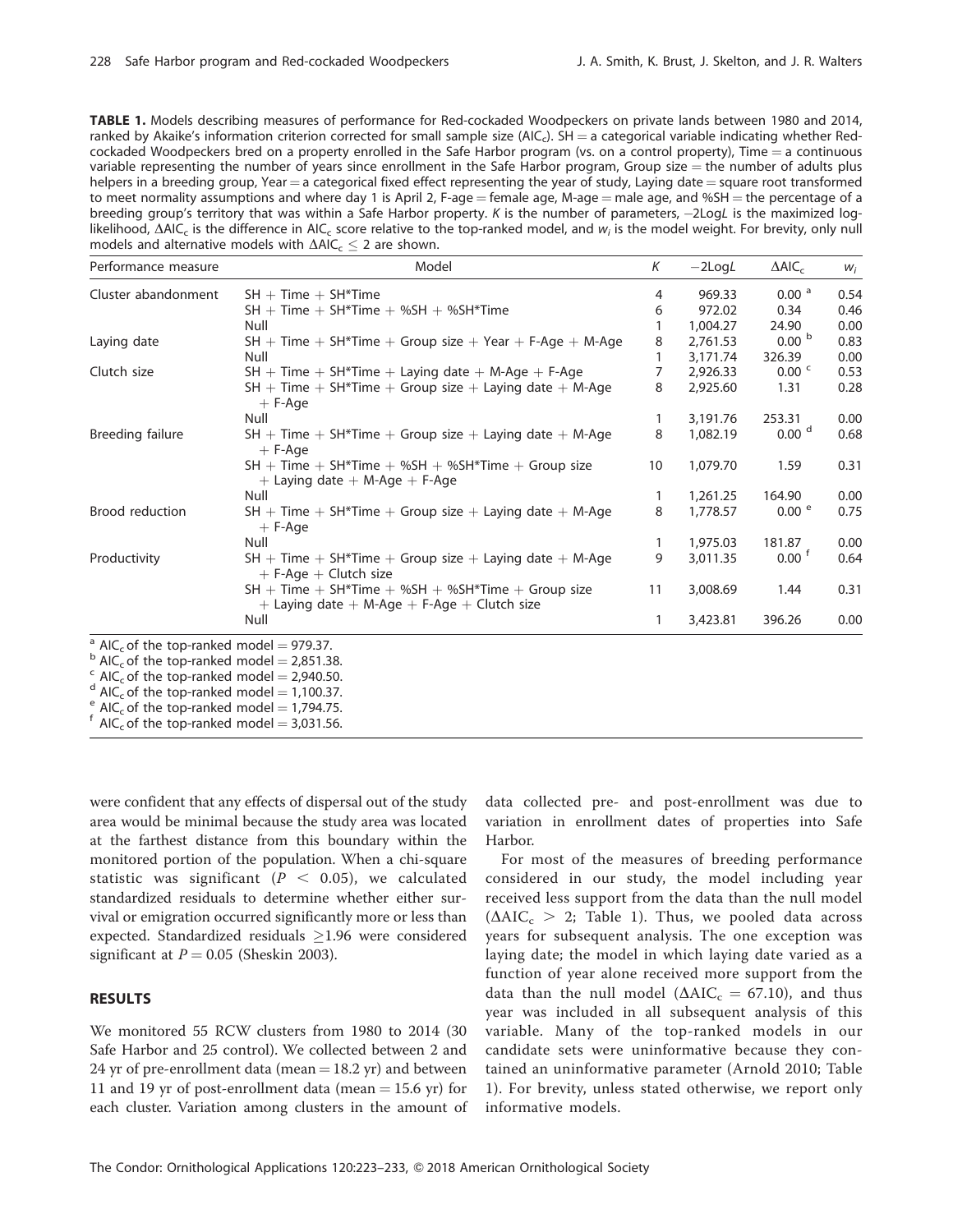**TABLE 1.** Models describing measures of performance for Red-cockaded Woodpeckers on private lands between 1980 and 2014, ranked by Akaike's information criterion corrected for small sample size ($AIC_c$). SH = a categorical variable indicating whether Red-cockaded Woodpeckers bred on a property enrolled in the Safe Harbor program (vs. on a control property), Time = a continuous variable representing the number of years since enrollment in the Safe Harbor program, Group size = the number of adults plus helpers in a breeding group, Year = a categorical fixed effect representing the year of study, Laying date = square root transformed to meet normality assumptions and where day 1 is April 2, F-age = female age, M-age = male age, and %SH = the percentage of a breeding group's territory that was within a Safe Harbor property. *K* is the number of parameters, $-2\text{Log}L$ is the maximized log-likelihood, $\Delta AIC_c$ is the difference in $AIC_c$ score relative to the top-ranked model, and $w_i$ is the model weight. For brevity, only null models and alternative models with $\Delta AIC_c \leq 2$ are shown.

| Performance measure | Model | *K* | $-2\text{Log}L$ | $\Delta AIC_c$ | $w_i$ |
|---|---|---|---|---|---|
| Cluster abandonment | SH + Time + SH*Time | 4 | 969.33 | 0.00 [a] | 0.54 |
| | SH + Time + SH*Time + %SH + %SH*Time | 6 | 972.02 | 0.34 | 0.46 |
| | Null | 1 | 1,004.27 | 24.90 | 0.00 |
| Laying date | SH + Time + SH*Time + Group size + Year + F-Age + M-Age | 8 | 2,761.53 | 0.00 [b] | 0.83 |
| | Null | 1 | 3,171.74 | 326.39 | 0.00 |
| Clutch size | SH + Time + SH*Time + Laying date + M-Age + F-Age | 7 | 2,926.33 | 0.00 [c] | 0.53 |
| | SH + Time + SH*Time + Group size + Laying date + M-Age + F-Age | 8 | 2,925.60 | 1.31 | 0.28 |
| | Null | 1 | 3,191.76 | 253.31 | 0.00 |
| Breeding failure | SH + Time + SH*Time + Group size + Laying date + M-Age + F-Age | 8 | 1,082.19 | 0.00 [d] | 0.68 |
| | SH + Time + SH*Time + %SH + %SH*Time + Group size + Laying date + M-Age + F-Age | 10 | 1,079.70 | 1.59 | 0.31 |
| | Null | 1 | 1,261.25 | 164.90 | 0.00 |
| Brood reduction | SH + Time + SH*Time + Group size + Laying date + M-Age + F-Age | 8 | 1,778.57 | 0.00 [e] | 0.75 |
| | Null | 1 | 1,975.03 | 181.87 | 0.00 |
| Productivity | SH + Time + SH*Time + Group size + Laying date + M-Age + F-Age + Clutch size | 9 | 3,011.35 | 0.00 [f] | 0.64 |
| | SH + Time + SH*Time + %SH + %SH*Time + Group size + Laying date + M-Age + F-Age + Clutch size | 11 | 3,008.69 | 1.44 | 0.31 |
| | Null | 1 | 3,423.81 | 396.26 | 0.00 |

[a] $AIC_c$ of the top-ranked model = 979.37.
[b] $AIC_c$ of the top-ranked model = 2,851.38.
[c] $AIC_c$ of the top-ranked model = 2,940.50.
[d] $AIC_c$ of the top-ranked model = 1,100.37.
[e] $AIC_c$ of the top-ranked model = 1,794.75.
[f] $AIC_c$ of the top-ranked model = 3,031.56.

were confident that any effects of dispersal out of the study area would be minimal because the study area was located at the farthest distance from this boundary within the monitored portion of the population. When a chi-square statistic was significant ($P < 0.05$), we calculated standardized residuals to determine whether either survival or emigration occurred significantly more or less than expected. Standardized residuals $\geq 1.96$ were considered significant at $P = 0.05$ (Sheskin 2003).

## RESULTS

We monitored 55 RCW clusters from 1980 to 2014 (30 Safe Harbor and 25 control). We collected between 2 and 24 yr of pre-enrollment data (mean = 18.2 yr) and between 11 and 19 yr of post-enrollment data (mean = 15.6 yr) for each cluster. Variation among clusters in the amount of data collected pre- and post-enrollment was due to variation in enrollment dates of properties into Safe Harbor.

For most of the measures of breeding performance considered in our study, the model including year received less support from the data than the null model ($\Delta AIC_c > 2$; Table 1). Thus, we pooled data across years for subsequent analysis. The one exception was laying date; the model in which laying date varied as a function of year alone received more support from the data than the null model ($\Delta AIC_c = 67.10$), and thus year was included in all subsequent analysis of this variable. Many of the top-ranked models in our candidate sets were uninformative because they contained an uninformative parameter (Arnold 2010; Table 1). For brevity, unless stated otherwise, we report only informative models.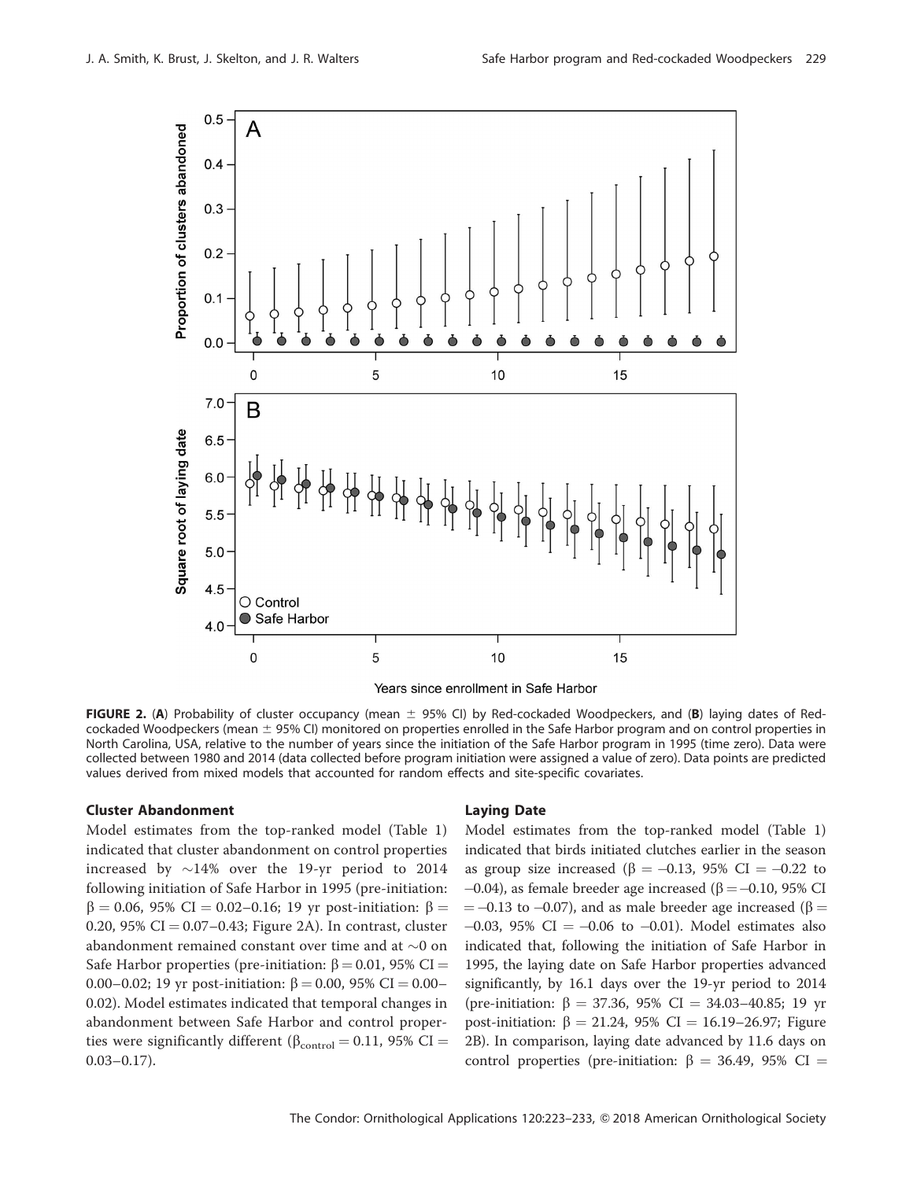**FIGURE 2.** (**A**) Probability of cluster occupancy (mean ± 95% CI) by Red-cockaded Woodpeckers, and (**B**) laying dates of Red-cockaded Woodpeckers (mean ± 95% CI) monitored on properties enrolled in the Safe Harbor program and on control properties in North Carolina, USA, relative to the number of years since the initiation of the Safe Harbor program in 1995 (time zero). Data were collected between 1980 and 2014 (data collected before program initiation were assigned a value of zero). Data points are predicted values derived from mixed models that accounted for random effects and site-specific covariates.

### Cluster Abandonment

Model estimates from the top-ranked model (Table 1) indicated that cluster abandonment on control properties increased by ~14% over the 19-yr period to 2014 following initiation of Safe Harbor in 1995 (pre-initiation: $\beta = 0.06$, 95% CI = 0.02–0.16; 19 yr post-initiation: $\beta = 0.20$, 95% CI = 0.07–0.43; Figure 2A). In contrast, cluster abandonment remained constant over time and at ~0 on Safe Harbor properties (pre-initiation: $\beta = 0.01$, 95% CI = 0.00–0.02; 19 yr post-initiation: $\beta = 0.00$, 95% CI = 0.00–0.02). Model estimates indicated that temporal changes in abandonment between Safe Harbor and control properties were significantly different ($\beta_{control} = 0.11$, 95% CI = 0.03–0.17).

### Laying Date

Model estimates from the top-ranked model (Table 1) indicated that birds initiated clutches earlier in the season as group size increased ($\beta = -0.13$, 95% CI = –0.22 to –0.04), as female breeder age increased ($\beta = -0.10$, 95% CI = –0.13 to –0.07), and as male breeder age increased ($\beta = -0.03$, 95% CI = –0.06 to –0.01). Model estimates also indicated that, following the initiation of Safe Harbor in 1995, the laying date on Safe Harbor properties advanced significantly, by 16.1 days over the 19-yr period to 2014 (pre-initiation: $\beta = 37.36$, 95% CI = 34.03–40.85; 19 yr post-initiation: $\beta = 21.24$, 95% CI = 16.19–26.97; Figure 2B). In comparison, laying date advanced by 11.6 days on control properties (pre-initiation: $\beta = 36.49$, 95% CI =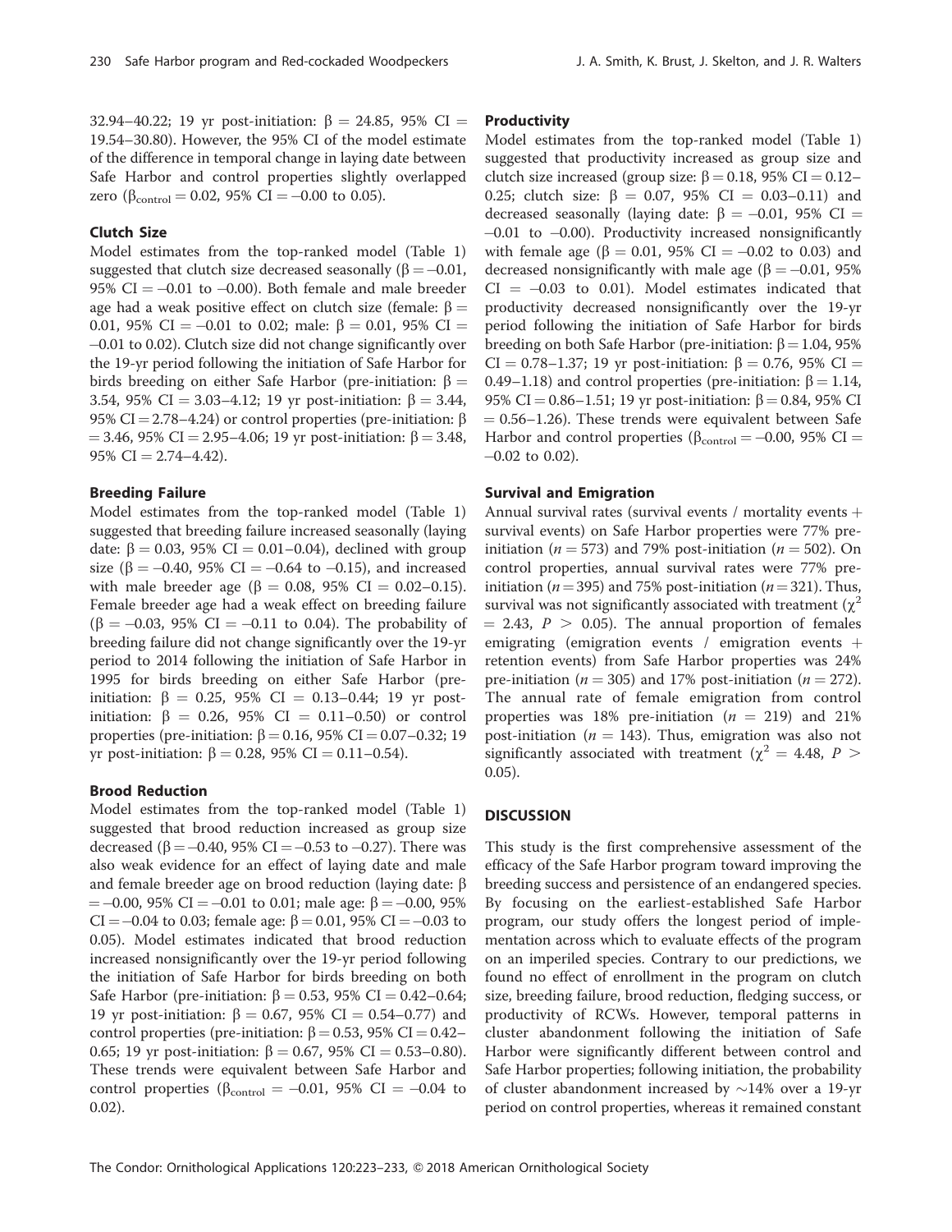32.94–40.22; 19 yr post-initiation: $\beta = 24.85$, 95% CI = 19.54–30.80). However, the 95% CI of the model estimate of the difference in temporal change in laying date between Safe Harbor and control properties slightly overlapped zero ($\beta_{control} = 0.02$, 95% CI = –0.00 to 0.05).

### Clutch Size

Model estimates from the top-ranked model (Table 1) suggested that clutch size decreased seasonally ($\beta = -0.01$, 95% CI = –0.01 to –0.00). Both female and male breeder age had a weak positive effect on clutch size (female: $\beta = 0.01$, 95% CI = –0.01 to 0.02; male: $\beta = 0.01$, 95% CI = –0.01 to 0.02). Clutch size did not change significantly over the 19-yr period following the initiation of Safe Harbor for birds breeding on either Safe Harbor (pre-initiation: $\beta = 3.54$, 95% CI = 3.03–4.12; 19 yr post-initiation: $\beta = 3.44$, 95% CI = 2.78–4.24) or control properties (pre-initiation: $\beta = 3.46$, 95% CI = 2.95–4.06; 19 yr post-initiation: $\beta = 3.48$, 95% CI = 2.74–4.42).

### Breeding Failure

Model estimates from the top-ranked model (Table 1) suggested that breeding failure increased seasonally (laying date: $\beta = 0.03$, 95% CI = 0.01–0.04), declined with group size ($\beta = -0.40$, 95% CI = –0.64 to –0.15), and increased with male breeder age ($\beta = 0.08$, 95% CI = 0.02–0.15). Female breeder age had a weak effect on breeding failure ($\beta = -0.03$, 95% CI = –0.11 to 0.04). The probability of breeding failure did not change significantly over the 19-yr period to 2014 following the initiation of Safe Harbor in 1995 for birds breeding on either Safe Harbor (pre-initiation: $\beta = 0.25$, 95% CI = 0.13–0.44; 19 yr post-initiation: $\beta = 0.26$, 95% CI = 0.11–0.50) or control properties (pre-initiation: $\beta = 0.16$, 95% CI = 0.07–0.32; 19 yr post-initiation: $\beta = 0.28$, 95% CI = 0.11–0.54).

### Brood Reduction

Model estimates from the top-ranked model (Table 1) suggested that brood reduction increased as group size decreased ($\beta = -0.40$, 95% CI = –0.53 to –0.27). There was also weak evidence for an effect of laying date and male and female breeder age on brood reduction (laying date: $\beta = -0.00$, 95% CI = –0.01 to 0.01; male age: $\beta = -0.00$, 95% CI = –0.04 to 0.03; female age: $\beta = 0.01$, 95% CI = –0.03 to 0.05). Model estimates indicated that brood reduction increased nonsignificantly over the 19-yr period following the initiation of Safe Harbor for birds breeding on both Safe Harbor (pre-initiation: $\beta = 0.53$, 95% CI = 0.42–0.64; 19 yr post-initiation: $\beta = 0.67$, 95% CI = 0.54–0.77) and control properties (pre-initiation: $\beta = 0.53$, 95% CI = 0.42–0.65; 19 yr post-initiation: $\beta = 0.67$, 95% CI = 0.53–0.80). These trends were equivalent between Safe Harbor and control properties ($\beta_{control} = -0.01$, 95% CI = –0.04 to 0.02).

### Productivity

Model estimates from the top-ranked model (Table 1) suggested that productivity increased as group size and clutch size increased (group size: $\beta = 0.18$, 95% CI = 0.12–0.25; clutch size: $\beta = 0.07$, 95% CI = 0.03–0.11) and decreased seasonally (laying date: $\beta = -0.01$, 95% CI = –0.01 to –0.00). Productivity increased nonsignificantly with female age ($\beta = 0.01$, 95% CI = –0.02 to 0.03) and decreased nonsignificantly with male age ($\beta = -0.01$, 95% CI = –0.03 to 0.01). Model estimates indicated that productivity decreased nonsignificantly over the 19-yr period following the initiation of Safe Harbor for birds breeding on both Safe Harbor (pre-initiation: $\beta = 1.04$, 95% CI = 0.78–1.37; 19 yr post-initiation: $\beta = 0.76$, 95% CI = 0.49–1.18) and control properties (pre-initiation: $\beta = 1.14$, 95% CI = 0.86–1.51; 19 yr post-initiation: $\beta = 0.84$, 95% CI = 0.56–1.26). These trends were equivalent between Safe Harbor and control properties ($\beta_{control} = -0.00$, 95% CI = –0.02 to 0.02).

### Survival and Emigration

Annual survival rates (survival events / mortality events + survival events) on Safe Harbor properties were 77% pre-initiation ($n = 573$) and 79% post-initiation ($n = 502$). On control properties, annual survival rates were 77% pre-initiation ($n = 395$) and 75% post-initiation ($n = 321$). Thus, survival was not significantly associated with treatment ($\chi^2 = 2.43$, $P > 0.05$). The annual proportion of females emigrating (emigration events / emigration events + retention events) from Safe Harbor properties was 24% pre-initiation ($n = 305$) and 17% post-initiation ($n = 272$). The annual rate of female emigration from control properties was 18% pre-initiation ($n = 219$) and 21% post-initiation ($n = 143$). Thus, emigration was also not significantly associated with treatment ($\chi^2 = 4.48$, $P > 0.05$).

## DISCUSSION

This study is the first comprehensive assessment of the efficacy of the Safe Harbor program toward improving the breeding success and persistence of an endangered species. By focusing on the earliest-established Safe Harbor program, our study offers the longest period of implementation across which to evaluate effects of the program on an imperiled species. Contrary to our predictions, we found no effect of enrollment in the program on clutch size, breeding failure, brood reduction, fledging success, or productivity of RCWs. However, temporal patterns in cluster abandonment following the initiation of Safe Harbor were significantly different between control and Safe Harbor properties; following initiation, the probability of cluster abandonment increased by ~14% over a 19-yr period on control properties, whereas it remained constant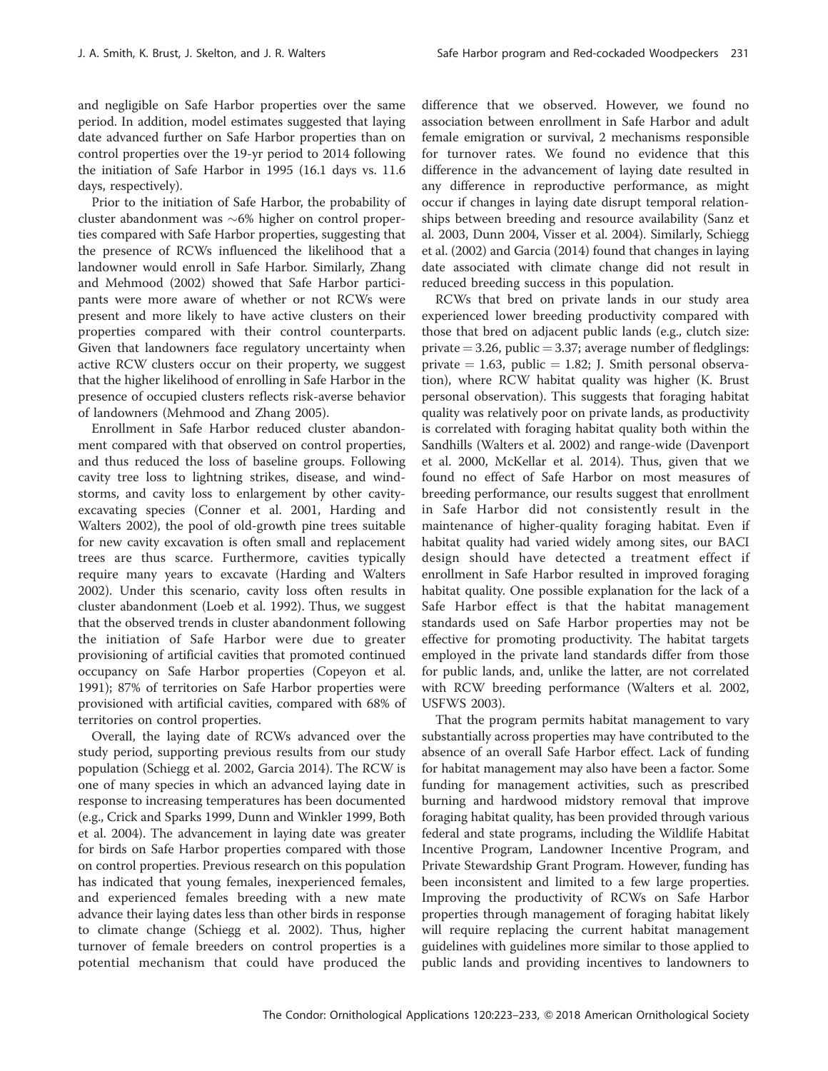and negligible on Safe Harbor properties over the same period. In addition, model estimates suggested that laying date advanced further on Safe Harbor properties than on control properties over the 19-yr period to 2014 following the initiation of Safe Harbor in 1995 (16.1 days vs. 11.6 days, respectively).

Prior to the initiation of Safe Harbor, the probability of cluster abandonment was ~6% higher on control properties compared with Safe Harbor properties, suggesting that the presence of RCWs influenced the likelihood that a landowner would enroll in Safe Harbor. Similarly, Zhang and Mehmood (2002) showed that Safe Harbor participants were more aware of whether or not RCWs were present and more likely to have active clusters on their properties compared with their control counterparts. Given that landowners face regulatory uncertainty when active RCW clusters occur on their property, we suggest that the higher likelihood of enrolling in Safe Harbor in the presence of occupied clusters reflects risk-averse behavior of landowners (Mehmood and Zhang 2005).

Enrollment in Safe Harbor reduced cluster abandonment compared with that observed on control properties, and thus reduced the loss of baseline groups. Following cavity tree loss to lightning strikes, disease, and windstorms, and cavity loss to enlargement by other cavity-excavating species (Conner et al. 2001, Harding and Walters 2002), the pool of old-growth pine trees suitable for new cavity excavation is often small and replacement trees are thus scarce. Furthermore, cavities typically require many years to excavate (Harding and Walters 2002). Under this scenario, cavity loss often results in cluster abandonment (Loeb et al. 1992). Thus, we suggest that the observed trends in cluster abandonment following the initiation of Safe Harbor were due to greater provisioning of artificial cavities that promoted continued occupancy on Safe Harbor properties (Copeyon et al. 1991); 87% of territories on Safe Harbor properties were provisioned with artificial cavities, compared with 68% of territories on control properties.

Overall, the laying date of RCWs advanced over the study period, supporting previous results from our study population (Schiegg et al. 2002, Garcia 2014). The RCW is one of many species in which an advanced laying date in response to increasing temperatures has been documented (e.g., Crick and Sparks 1999, Dunn and Winkler 1999, Both et al. 2004). The advancement in laying date was greater for birds on Safe Harbor properties compared with those on control properties. Previous research on this population has indicated that young females, inexperienced females, and experienced females breeding with a new mate advance their laying dates less than other birds in response to climate change (Schiegg et al. 2002). Thus, higher turnover of female breeders on control properties is a potential mechanism that could have produced the difference that we observed. However, we found no association between enrollment in Safe Harbor and adult female emigration or survival, 2 mechanisms responsible for turnover rates. We found no evidence that this difference in the advancement of laying date resulted in any difference in reproductive performance, as might occur if changes in laying date disrupt temporal relationships between breeding and resource availability (Sanz et al. 2003, Dunn 2004, Visser et al. 2004). Similarly, Schiegg et al. (2002) and Garcia (2014) found that changes in laying date associated with climate change did not result in reduced breeding success in this population.

RCWs that bred on private lands in our study area experienced lower breeding productivity compared with those that bred on adjacent public lands (e.g., clutch size: private = 3.26, public = 3.37; average number of fledglings: private = 1.63, public = 1.82; J. Smith personal observation), where RCW habitat quality was higher (K. Brust personal observation). This suggests that foraging habitat quality was relatively poor on private lands, as productivity is correlated with foraging habitat quality both within the Sandhills (Walters et al. 2002) and range-wide (Davenport et al. 2000, McKellar et al. 2014). Thus, given that we found no effect of Safe Harbor on most measures of breeding performance, our results suggest that enrollment in Safe Harbor did not consistently result in the maintenance of higher-quality foraging habitat. Even if habitat quality had varied widely among sites, our BACI design should have detected a treatment effect if enrollment in Safe Harbor resulted in improved foraging habitat quality. One possible explanation for the lack of a Safe Harbor effect is that the habitat management standards used on Safe Harbor properties may not be effective for promoting productivity. The habitat targets employed in the private land standards differ from those for public lands, and, unlike the latter, are not correlated with RCW breeding performance (Walters et al. 2002, USFWS 2003).

That the program permits habitat management to vary substantially across properties may have contributed to the absence of an overall Safe Harbor effect. Lack of funding for habitat management may also have been a factor. Some funding for management activities, such as prescribed burning and hardwood midstory removal that improve foraging habitat quality, has been provided through various federal and state programs, including the Wildlife Habitat Incentive Program, Landowner Incentive Program, and Private Stewardship Grant Program. However, funding has been inconsistent and limited to a few large properties. Improving the productivity of RCWs on Safe Harbor properties through management of foraging habitat likely will require replacing the current habitat management guidelines with guidelines more similar to those applied to public lands and providing incentives to landowners to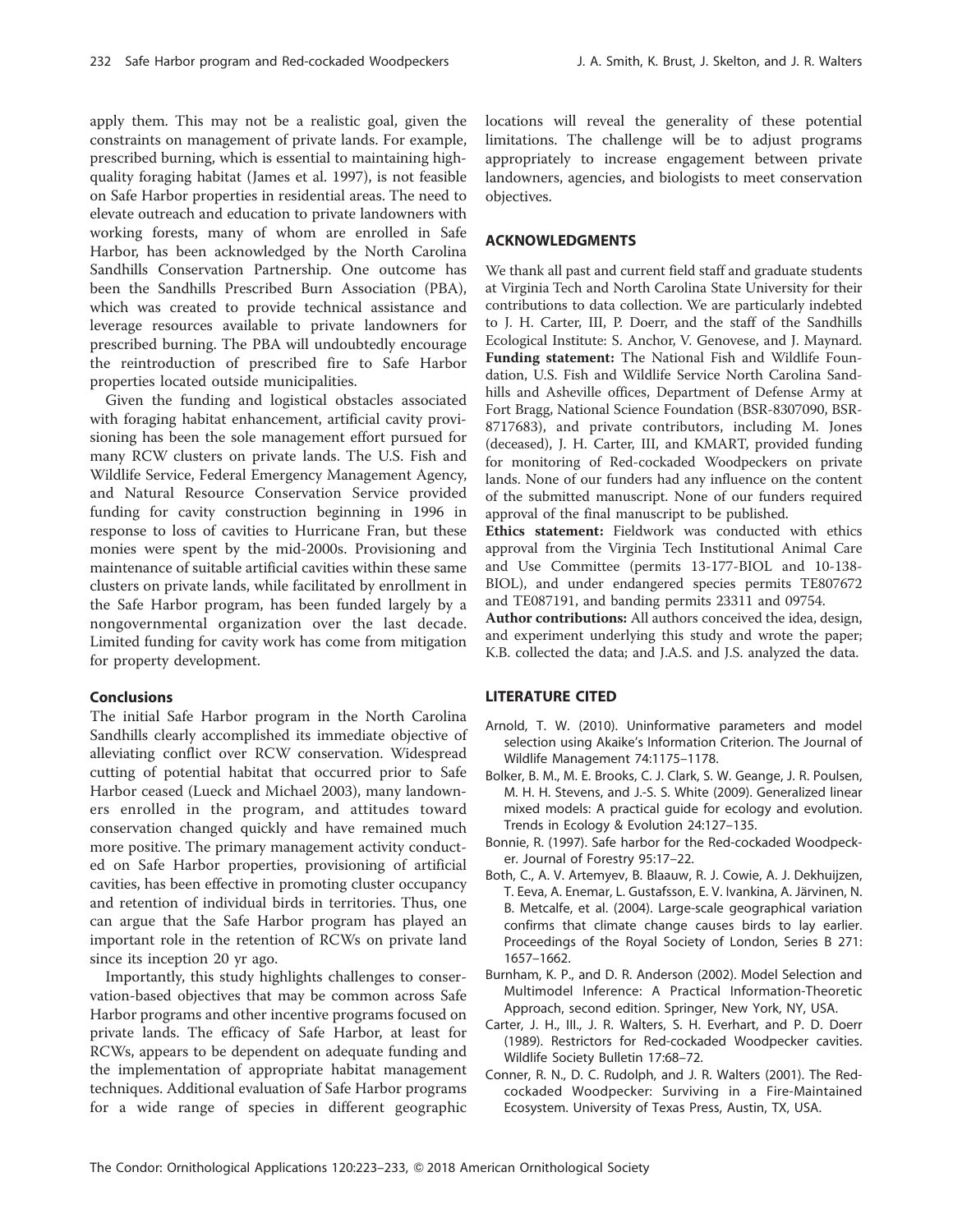apply them. This may not be a realistic goal, given the constraints on management of private lands. For example, prescribed burning, which is essential to maintaining high-quality foraging habitat (James et al. 1997), is not feasible on Safe Harbor properties in residential areas. The need to elevate outreach and education to private landowners with working forests, many of whom are enrolled in Safe Harbor, has been acknowledged by the North Carolina Sandhills Conservation Partnership. One outcome has been the Sandhills Prescribed Burn Association (PBA), which was created to provide technical assistance and leverage resources available to private landowners for prescribed burning. The PBA will undoubtedly encourage the reintroduction of prescribed fire to Safe Harbor properties located outside municipalities.

Given the funding and logistical obstacles associated with foraging habitat enhancement, artificial cavity provisioning has been the sole management effort pursued for many RCW clusters on private lands. The U.S. Fish and Wildlife Service, Federal Emergency Management Agency, and Natural Resource Conservation Service provided funding for cavity construction beginning in 1996 in response to loss of cavities to Hurricane Fran, but these monies were spent by the mid-2000s. Provisioning and maintenance of suitable artificial cavities within these same clusters on private lands, while facilitated by enrollment in the Safe Harbor program, has been funded largely by a nongovernmental organization over the last decade. Limited funding for cavity work has come from mitigation for property development.

### Conclusions

The initial Safe Harbor program in the North Carolina Sandhills clearly accomplished its immediate objective of alleviating conflict over RCW conservation. Widespread cutting of potential habitat that occurred prior to Safe Harbor ceased (Lueck and Michael 2003), many landowners enrolled in the program, and attitudes toward conservation changed quickly and have remained much more positive. The primary management activity conducted on Safe Harbor properties, provisioning of artificial cavities, has been effective in promoting cluster occupancy and retention of individual birds in territories. Thus, one can argue that the Safe Harbor program has played an important role in the retention of RCWs on private land since its inception 20 yr ago.

Importantly, this study highlights challenges to conservation-based objectives that may be common across Safe Harbor programs and other incentive programs focused on private lands. The efficacy of Safe Harbor, at least for RCWs, appears to be dependent on adequate funding and the implementation of appropriate habitat management techniques. Additional evaluation of Safe Harbor programs for a wide range of species in different geographic locations will reveal the generality of these potential limitations. The challenge will be to adjust programs appropriately to increase engagement between private landowners, agencies, and biologists to meet conservation objectives.

## ACKNOWLEDGMENTS

We thank all past and current field staff and graduate students at Virginia Tech and North Carolina State University for their contributions to data collection. We are particularly indebted to J. H. Carter, III, P. Doerr, and the staff of the Sandhills Ecological Institute: S. Anchor, V. Genovese, and J. Maynard.
**Funding statement:** The National Fish and Wildlife Foundation, U.S. Fish and Wildlife Service North Carolina Sandhills and Asheville offices, Department of Defense Army at Fort Bragg, National Science Foundation (BSR-8307090, BSR-8717683), and private contributors, including M. Jones (deceased), J. H. Carter, III, and KMART, provided funding for monitoring of Red-cockaded Woodpeckers on private lands. None of our funders had any influence on the content of the submitted manuscript. None of our funders required approval of the final manuscript to be published.
**Ethics statement:** Fieldwork was conducted with ethics approval from the Virginia Tech Institutional Animal Care and Use Committee (permits 13-177-BIOL and 10-138-BIOL), and under endangered species permits TE807672 and TE087191, and banding permits 23311 and 09754.
**Author contributions:** All authors conceived the idea, design, and experiment underlying this study and wrote the paper; K.B. collected the data; and J.A.S. and J.S. analyzed the data.

## LITERATURE CITED

Arnold, T. W. (2010). Uninformative parameters and model selection using Akaike's Information Criterion. The Journal of Wildlife Management 74:1175–1178.

Bolker, B. M., M. E. Brooks, C. J. Clark, S. W. Geange, J. R. Poulsen, M. H. H. Stevens, and J.-S. S. White (2009). Generalized linear mixed models: A practical guide for ecology and evolution. Trends in Ecology & Evolution 24:127–135.

Bonnie, R. (1997). Safe harbor for the Red-cockaded Woodpecker. Journal of Forestry 95:17–22.

Both, C., A. V. Artemyev, B. Blaauw, R. J. Cowie, A. J. Dekhuijzen, T. Eeva, A. Enemar, L. Gustafsson, E. V. Ivankina, A. Järvinen, N. B. Metcalfe, et al. (2004). Large-scale geographical variation confirms that climate change causes birds to lay earlier. Proceedings of the Royal Society of London, Series B 271: 1657–1662.

Burnham, K. P., and D. R. Anderson (2002). Model Selection and Multimodel Inference: A Practical Information-Theoretic Approach, second edition. Springer, New York, NY, USA.

Carter, J. H., III., J. R. Walters, S. H. Everhart, and P. D. Doerr (1989). Restrictors for Red-cockaded Woodpecker cavities. Wildlife Society Bulletin 17:68–72.

Conner, R. N., D. C. Rudolph, and J. R. Walters (2001). The Red-cockaded Woodpecker: Surviving in a Fire-Maintained Ecosystem. University of Texas Press, Austin, TX, USA.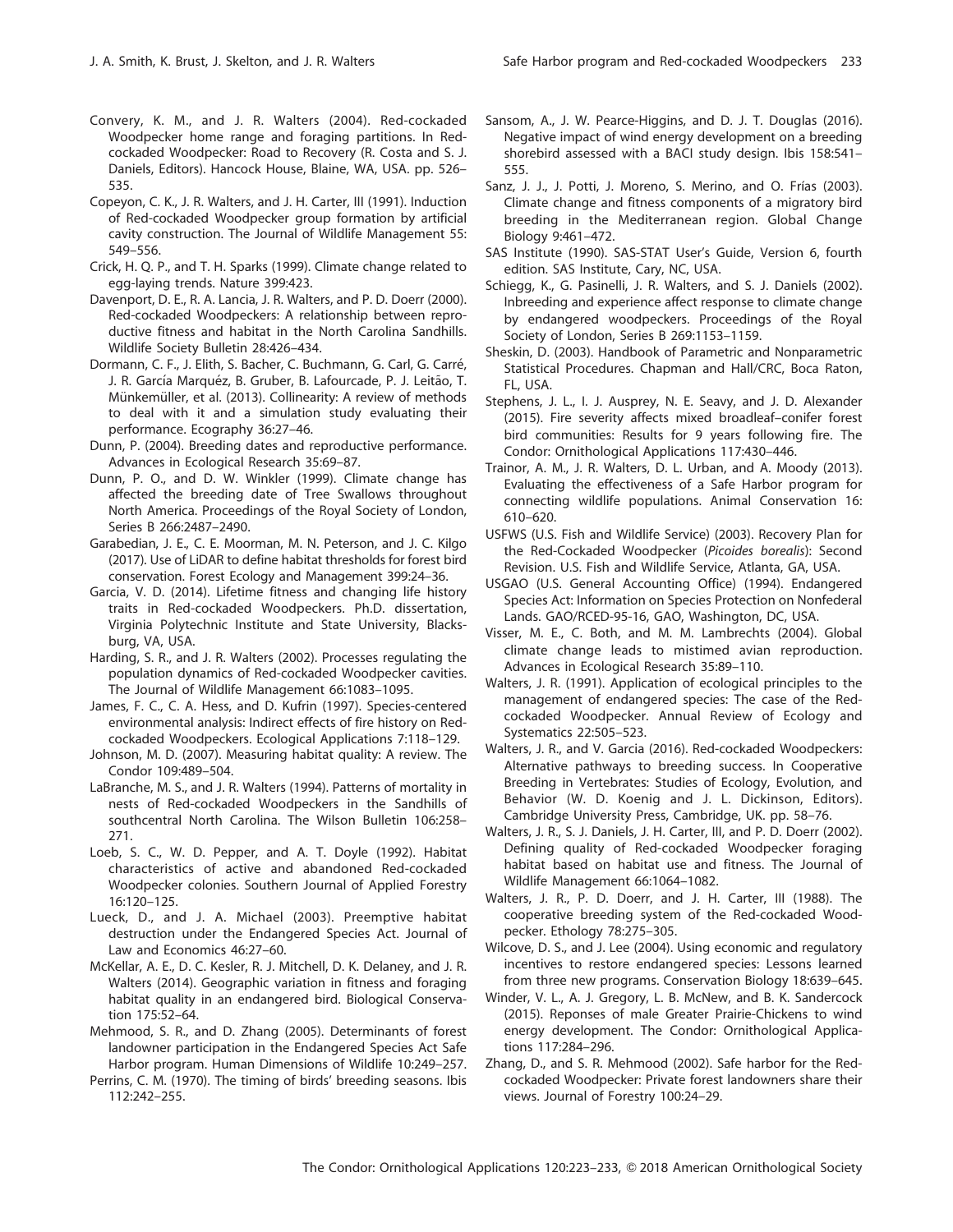Convery, K. M., and J. R. Walters (2004). Red-cockaded Woodpecker home range and foraging partitions. In Red-cockaded Woodpecker: Road to Recovery (R. Costa and S. J. Daniels, Editors). Hancock House, Blaine, WA, USA. pp. 526–535.

Copeyon, C. K., J. R. Walters, and J. H. Carter, III (1991). Induction of Red-cockaded Woodpecker group formation by artificial cavity construction. The Journal of Wildlife Management 55: 549–556.

Crick, H. Q. P., and T. H. Sparks (1999). Climate change related to egg-laying trends. Nature 399:423.

Davenport, D. E., R. A. Lancia, J. R. Walters, and P. D. Doerr (2000). Red-cockaded Woodpeckers: A relationship between reproductive fitness and habitat in the North Carolina Sandhills. Wildlife Society Bulletin 28:426–434.

Dormann, C. F., J. Elith, S. Bacher, C. Buchmann, G. Carl, G. Carré, J. R. García Marquéz, B. Gruber, B. Lafourcade, P. J. Leitão, T. Münkemüller, et al. (2013). Collinearity: A review of methods to deal with it and a simulation study evaluating their performance. Ecography 36:27–46.

Dunn, P. (2004). Breeding dates and reproductive performance. Advances in Ecological Research 35:69–87.

Dunn, P. O., and D. W. Winkler (1999). Climate change has affected the breeding date of Tree Swallows throughout North America. Proceedings of the Royal Society of London, Series B 266:2487–2490.

Garabedian, J. E., C. E. Moorman, M. N. Peterson, and J. C. Kilgo (2017). Use of LiDAR to define habitat thresholds for forest bird conservation. Forest Ecology and Management 399:24–36.

Garcia, V. D. (2014). Lifetime fitness and changing life history traits in Red-cockaded Woodpeckers. Ph.D. dissertation, Virginia Polytechnic Institute and State University, Blacksburg, VA, USA.

Harding, S. R., and J. R. Walters (2002). Processes regulating the population dynamics of Red-cockaded Woodpecker cavities. The Journal of Wildlife Management 66:1083–1095.

James, F. C., C. A. Hess, and D. Kufrin (1997). Species-centered environmental analysis: Indirect effects of fire history on Red-cockaded Woodpeckers. Ecological Applications 7:118–129.

Johnson, M. D. (2007). Measuring habitat quality: A review. The Condor 109:489–504.

LaBranche, M. S., and J. R. Walters (1994). Patterns of mortality in nests of Red-cockaded Woodpeckers in the Sandhills of southcentral North Carolina. The Wilson Bulletin 106:258–271.

Loeb, S. C., W. D. Pepper, and A. T. Doyle (1992). Habitat characteristics of active and abandoned Red-cockaded Woodpecker colonies. Southern Journal of Applied Forestry 16:120–125.

Lueck, D., and J. A. Michael (2003). Preemptive habitat destruction under the Endangered Species Act. Journal of Law and Economics 46:27–60.

McKellar, A. E., D. C. Kesler, R. J. Mitchell, D. K. Delaney, and J. R. Walters (2014). Geographic variation in fitness and foraging habitat quality in an endangered bird. Biological Conservation 175:52–64.

Mehmood, S. R., and D. Zhang (2005). Determinants of forest landowner participation in the Endangered Species Act Safe Harbor program. Human Dimensions of Wildlife 10:249–257.

Perrins, C. M. (1970). The timing of birds' breeding seasons. Ibis 112:242–255.

Sansom, A., J. W. Pearce-Higgins, and D. J. T. Douglas (2016). Negative impact of wind energy development on a breeding shorebird assessed with a BACI study design. Ibis 158:541–555.

Sanz, J. J., J. Potti, J. Moreno, S. Merino, and O. Frías (2003). Climate change and fitness components of a migratory bird breeding in the Mediterranean region. Global Change Biology 9:461–472.

SAS Institute (1990). SAS-STAT User's Guide, Version 6, fourth edition. SAS Institute, Cary, NC, USA.

Schiegg, K., G. Pasinelli, J. R. Walters, and S. J. Daniels (2002). Inbreeding and experience affect response to climate change by endangered woodpeckers. Proceedings of the Royal Society of London, Series B 269:1153–1159.

Sheskin, D. (2003). Handbook of Parametric and Nonparametric Statistical Procedures. Chapman and Hall/CRC, Boca Raton, FL, USA.

Stephens, J. L., I. J. Ausprey, N. E. Seavy, and J. D. Alexander (2015). Fire severity affects mixed broadleaf–conifer forest bird communities: Results for 9 years following fire. The Condor: Ornithological Applications 117:430–446.

Trainor, A. M., J. R. Walters, D. L. Urban, and A. Moody (2013). Evaluating the effectiveness of a Safe Harbor program for connecting wildlife populations. Animal Conservation 16: 610–620.

USFWS (U.S. Fish and Wildlife Service) (2003). Recovery Plan for the Red-Cockaded Woodpecker (*Picoides borealis*): Second Revision. U.S. Fish and Wildlife Service, Atlanta, GA, USA.

USGAO (U.S. General Accounting Office) (1994). Endangered Species Act: Information on Species Protection on Nonfederal Lands. GAO/RCED-95-16, GAO, Washington, DC, USA.

Visser, M. E., C. Both, and M. M. Lambrechts (2004). Global climate change leads to mistimed avian reproduction. Advances in Ecological Research 35:89–110.

Walters, J. R. (1991). Application of ecological principles to the management of endangered species: The case of the Red-cockaded Woodpecker. Annual Review of Ecology and Systematics 22:505–523.

Walters, J. R., and V. Garcia (2016). Red-cockaded Woodpeckers: Alternative pathways to breeding success. In Cooperative Breeding in Vertebrates: Studies of Ecology, Evolution, and Behavior (W. D. Koenig and J. L. Dickinson, Editors). Cambridge University Press, Cambridge, UK. pp. 58–76.

Walters, J. R., S. J. Daniels, J. H. Carter, III, and P. D. Doerr (2002). Defining quality of Red-cockaded Woodpecker foraging habitat based on habitat use and fitness. The Journal of Wildlife Management 66:1064–1082.

Walters, J. R., P. D. Doerr, and J. H. Carter, III (1988). The cooperative breeding system of the Red-cockaded Woodpecker. Ethology 78:275–305.

Wilcove, D. S., and J. Lee (2004). Using economic and regulatory incentives to restore endangered species: Lessons learned from three new programs. Conservation Biology 18:639–645.

Winder, V. L., A. J. Gregory, L. B. McNew, and B. K. Sandercock (2015). Reponses of male Greater Prairie-Chickens to wind energy development. The Condor: Ornithological Applications 117:284–296.

Zhang, D., and S. R. Mehmood (2002). Safe harbor for the Red-cockaded Woodpecker: Private forest landowners share their views. Journal of Forestry 100:24–29.